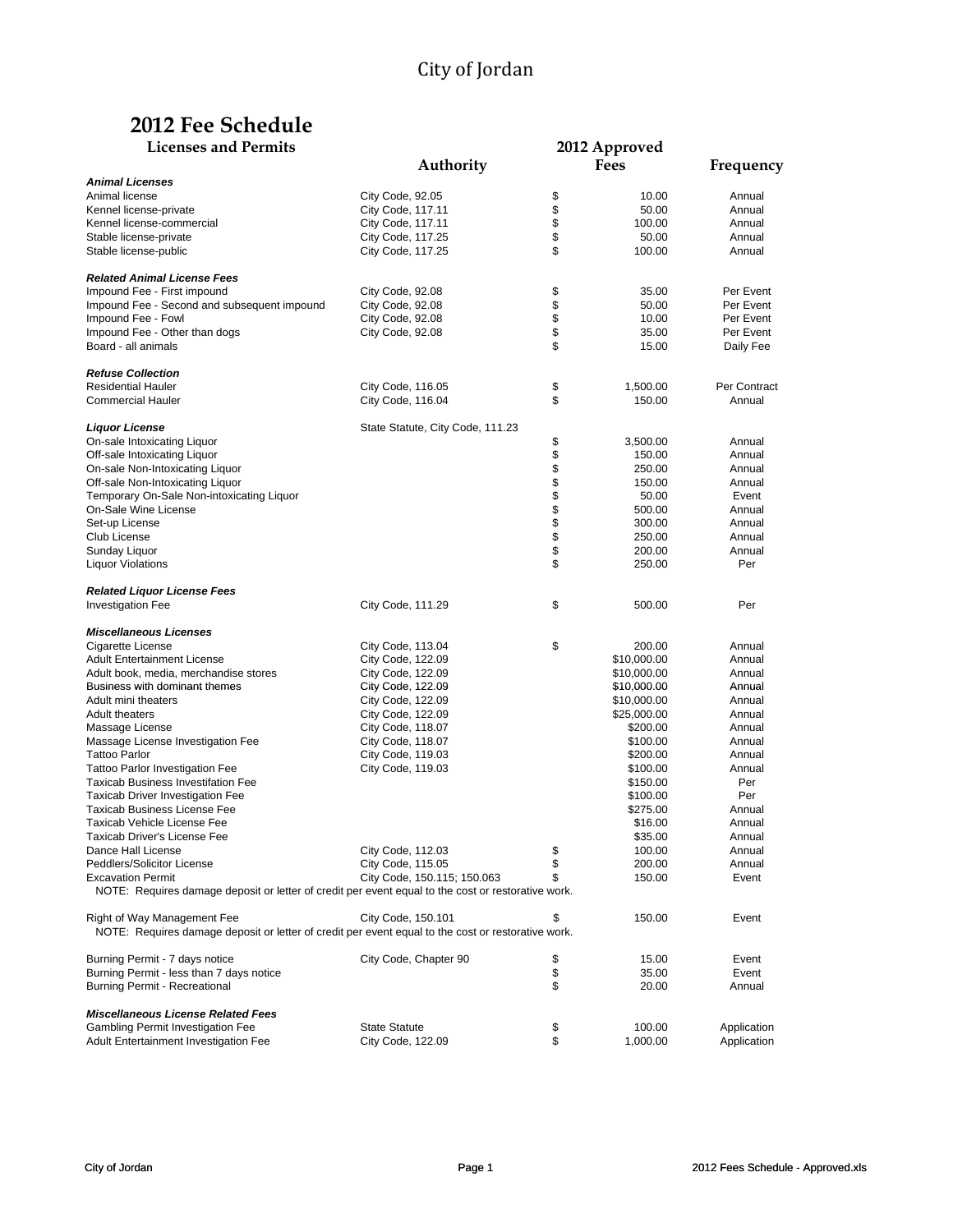City of Jordan

# 2012 Fee Schedule

## Licenses and Permits

| | Authority | 2012 Approved Fees | Frequency |
|---|---|---|---|
| ***Animal Licenses*** | | | |
| Animal license | City Code, 92.05 | $ 10.00 | Annual |
| Kennel license-private | City Code, 117.11 | $ 50.00 | Annual |
| Kennel license-commercial | City Code, 117.11 | $ 100.00 | Annual |
| Stable license-private | City Code, 117.25 | $ 50.00 | Annual |
| Stable license-public | City Code, 117.25 | $ 100.00 | Annual |
| | | | |
| ***Related Animal License Fees*** | | | |
| Impound Fee - First impound | City Code, 92.08 | $ 35.00 | Per Event |
| Impound Fee - Second and subsequent impound | City Code, 92.08 | $ 50.00 | Per Event |
| Impound Fee - Fowl | City Code, 92.08 | $ 10.00 | Per Event |
| Impound Fee - Other than dogs | City Code, 92.08 | $ 35.00 | Per Event |
| Board - all animals | | $ 15.00 | Daily Fee |
| | | | |
| ***Refuse Collection*** | | | |
| Residential Hauler | City Code, 116.05 | $ 1,500.00 | Per Contract |
| Commercial Hauler | City Code, 116.04 | $ 150.00 | Annual |
| | | | |
| ***Liquor License*** | State Statute, City Code, 111.23 | | |
| On-sale Intoxicating Liquor | | $ 3,500.00 | Annual |
| Off-sale Intoxicating Liquor | | $ 150.00 | Annual |
| On-sale Non-Intoxicating Liquor | | $ 250.00 | Annual |
| Off-sale Non-Intoxicating Liquor | | $ 150.00 | Annual |
| Temporary On-Sale Non-intoxicating Liquor | | $ 50.00 | Event |
| On-Sale Wine License | | $ 500.00 | Annual |
| Set-up License | | $ 300.00 | Annual |
| Club License | | $ 250.00 | Annual |
| Sunday Liquor | | $ 200.00 | Annual |
| Liquor Violations | | $ 250.00 | Per |
| | | | |
| ***Related Liquor License Fees*** | | | |
| Investigation Fee | City Code, 111.29 | $ 500.00 | Per |
| | | | |
| ***Miscellaneous Licenses*** | | | |
| Cigarette License | City Code, 113.04 | $ 200.00 | Annual |
| Adult Entertainment License | City Code, 122.09 | $10,000.00 | Annual |
| Adult book, media, merchandise stores | City Code, 122.09 | $10,000.00 | Annual |
| Business with dominant themes | City Code, 122.09 | $10,000.00 | Annual |
| Adult mini theaters | City Code, 122.09 | $10,000.00 | Annual |
| Adult theaters | City Code, 122.09 | $25,000.00 | Annual |
| Massage License | City Code, 118.07 | $200.00 | Annual |
| Massage License Investigation Fee | City Code, 118.07 | $100.00 | Annual |
| Tattoo Parlor | City Code, 119.03 | $200.00 | Annual |
| Tattoo Parlor Investigation Fee | City Code, 119.03 | $100.00 | Annual |
| Taxicab Business Investifation Fee | | $150.00 | Per |
| Taxicab Driver Investigation Fee | | $100.00 | Per |
| Taxicab Business License Fee | | $275.00 | Annual |
| Taxicab Vehicle License Fee | | $16.00 | Annual |
| Taxicab Driver's License Fee | | $35.00 | Annual |
| Dance Hall License | City Code, 112.03 | $ 100.00 | Annual |
| Peddlers/Solicitor License | City Code, 115.05 | $ 200.00 | Annual |
| Excavation Permit | City Code, 150.115; 150.063 | $ 150.00 | Event |
| NOTE: Requires damage deposit or letter of credit per event equal to the cost or restorative work. | | | |
| | | | |
| Right of Way Management Fee | City Code, 150.101 | $ 150.00 | Event |
| NOTE: Requires damage deposit or letter of credit per event equal to the cost or restorative work. | | | |
| | | | |
| Burning Permit - 7 days notice | City Code, Chapter 90 | $ 15.00 | Event |
| Burning Permit - less than 7 days notice | | $ 35.00 | Event |
| Burning Permit - Recreational | | $ 20.00 | Annual |
| | | | |
| ***Miscellaneous License Related Fees*** | | | |
| Gambling Permit Investigation Fee | State Statute | $ 100.00 | Application |
| Adult Entertainment Investigation Fee | City Code, 122.09 | $ 1,000.00 | Application |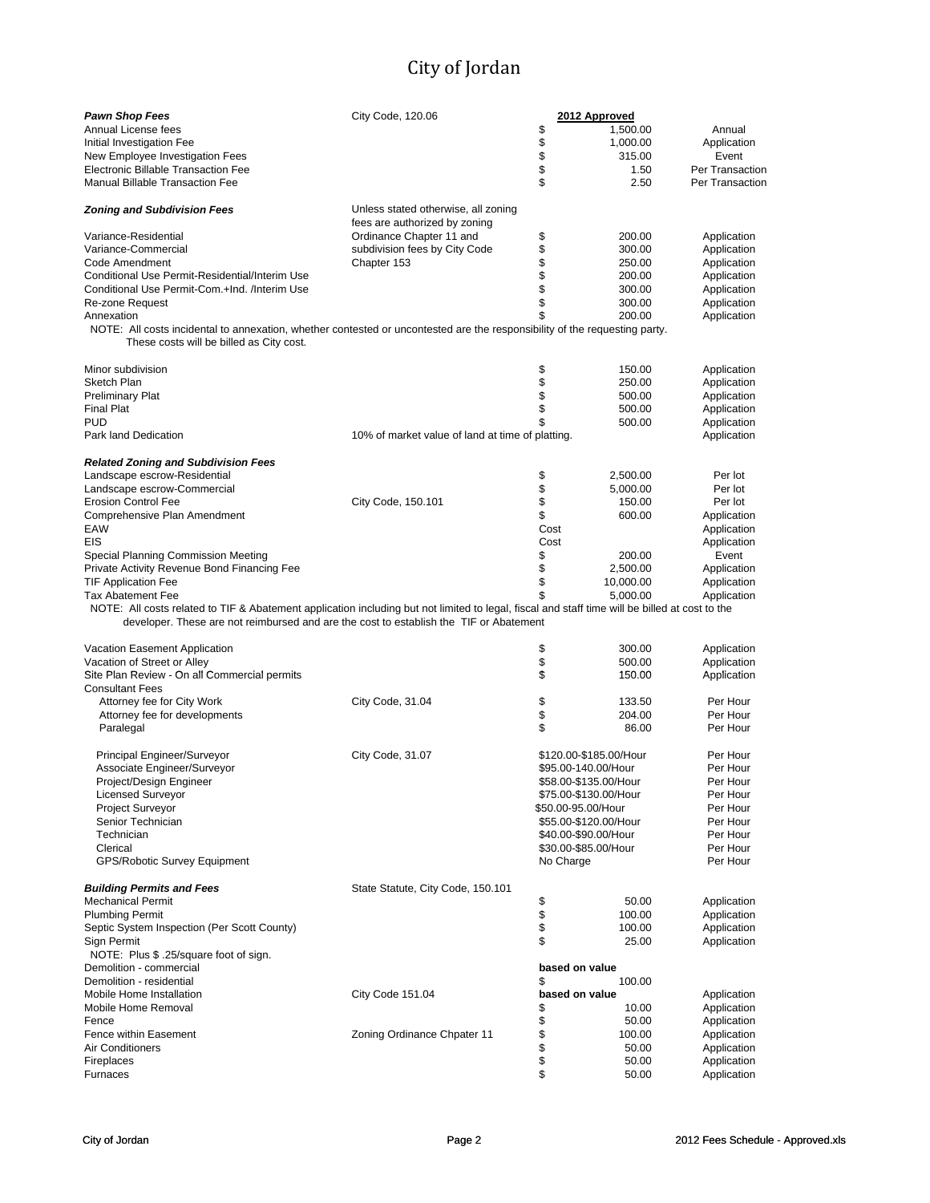# City of Jordan

| | | 2012 Approved | |
|---|---|---|---|
| ***Pawn Shop Fees*** | City Code, 120.06 | | |
| Annual License fees | | $ 1,500.00 | Annual |
| Initial Investigation Fee | | $ 1,000.00 | Application |
| New Employee Investigation Fees | | $ 315.00 | Event |
| Electronic Billable Transaction Fee | | $ 1.50 | Per Transaction |
| Manual Billable Transaction Fee | | $ 2.50 | Per Transaction |
| | | | |
| ***Zoning and Subdivision Fees*** | Unless stated otherwise, all zoning fees are authorized by zoning | | |
| Variance-Residential | Ordinance Chapter 11 and | $ 200.00 | Application |
| Variance-Commercial | subdivision fees by City Code | $ 300.00 | Application |
| Code Amendment | Chapter 153 | $ 250.00 | Application |
| Conditional Use Permit-Residential/Interim Use | | $ 200.00 | Application |
| Conditional Use Permit-Com.+Ind. /Interim Use | | $ 300.00 | Application |
| Re-zone Request | | $ 300.00 | Application |
| Annexation | | $ 200.00 | Application |
| NOTE: All costs incidental to annexation, whether contested or uncontested are the responsibility of the requesting party. These costs will be billed as City cost. | | | |
| | | | |
| Minor subdivision | | $ 150.00 | Application |
| Sketch Plan | | $ 250.00 | Application |
| Preliminary Plat | | $ 500.00 | Application |
| Final Plat | | $ 500.00 | Application |
| PUD | | $ 500.00 | Application |
| Park land Dedication | 10% of market value of land at time of platting. | | Application |
| | | | |
| ***Related Zoning and Subdivision Fees*** | | | |
| Landscape escrow-Residential | | $ 2,500.00 | Per lot |
| Landscape escrow-Commercial | | $ 5,000.00 | Per lot |
| Erosion Control Fee | City Code, 150.101 | $ 150.00 | Per lot |
| Comprehensive Plan Amendment | | $ 600.00 | Application |
| EAW | | Cost | Application |
| EIS | | Cost | Application |
| Special Planning Commission Meeting | | $ 200.00 | Event |
| Private Activity Revenue Bond Financing Fee | | $ 2,500.00 | Application |
| TIF Application Fee | | $ 10,000.00 | Application |
| Tax Abatement Fee | | $ 5,000.00 | Application |
| NOTE: All costs related to TIF & Abatement application including but not limited to legal, fiscal and staff time will be billed at cost to the developer. These are not reimbursed and are the cost to establish the TIF or Abatement | | | |
| | | | |
| Vacation Easement Application | | $ 300.00 | Application |
| Vacation of Street or Alley | | $ 500.00 | Application |
| Site Plan Review - On all Commercial permits | | $ 150.00 | Application |
| Consultant Fees | | | |
| Attorney fee for City Work | City Code, 31.04 | $ 133.50 | Per Hour |
| Attorney fee for developments | | $ 204.00 | Per Hour |
| Paralegal | | $ 86.00 | Per Hour |
| | | | |
| Principal Engineer/Surveyor | City Code, 31.07 | $120.00-$185.00/Hour | Per Hour |
| Associate Engineer/Surveyor | | $95.00-140.00/Hour | Per Hour |
| Project/Design Engineer | | $58.00-$135.00/Hour | Per Hour |
| Licensed Surveyor | | $75.00-$130.00/Hour | Per Hour |
| Project Surveyor | | $50.00-95.00/Hour | Per Hour |
| Senior Technician | | $55.00-$120.00/Hour | Per Hour |
| Technician | | $40.00-$90.00/Hour | Per Hour |
| Clerical | | $30.00-$85.00/Hour | Per Hour |
| GPS/Robotic Survey Equipment | | No Charge | Per Hour |
| | | | |
| ***Building Permits and Fees*** | State Statute, City Code, 150.101 | | |
| Mechanical Permit | | $ 50.00 | Application |
| Plumbing Permit | | $ 100.00 | Application |
| Septic System Inspection (Per Scott County) | | $ 100.00 | Application |
| Sign Permit | | $ 25.00 | Application |
| NOTE: Plus $ .25/square foot of sign. | | | |
| Demolition - commercial | | **based on value** | |
| Demolition - residential | | $ 100.00 | |
| Mobile Home Installation | City Code 151.04 | **based on value** | Application |
| Mobile Home Removal | | $ 10.00 | Application |
| Fence | | $ 50.00 | Application |
| Fence within Easement | Zoning Ordinance Chpater 11 | $ 100.00 | Application |
| Air Conditioners | | $ 50.00 | Application |
| Fireplaces | | $ 50.00 | Application |
| Furnaces | | $ 50.00 | Application |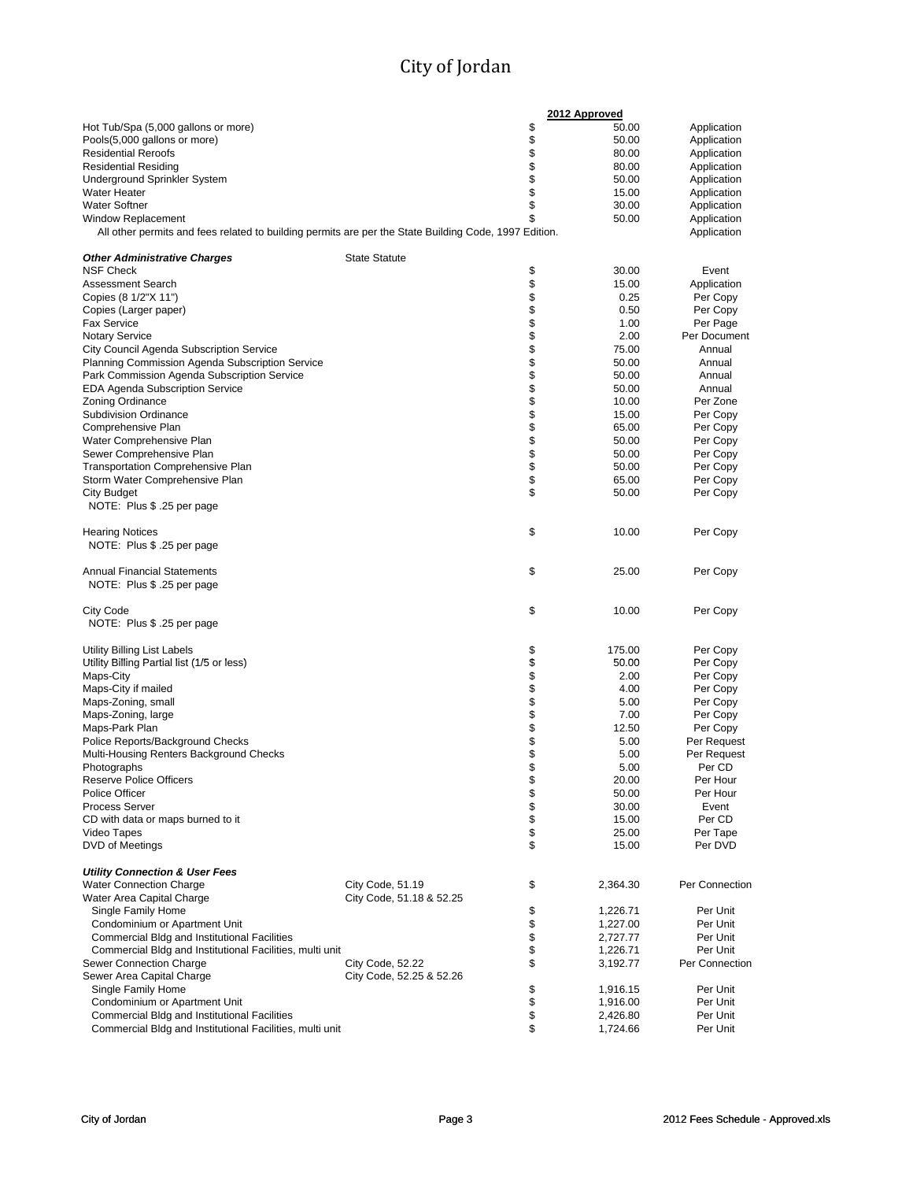# City of Jordan

| | | | 2012 Approved | |
|---|---|---|---|---|
| Hot Tub/Spa (5,000 gallons or more) | | $ | 50.00 | Application |
| Pools(5,000 gallons or more) | | $ | 50.00 | Application |
| Residential Reroofs | | $ | 80.00 | Application |
| Residential Residing | | $ | 80.00 | Application |
| Underground Sprinkler System | | $ | 50.00 | Application |
| Water Heater | | $ | 15.00 | Application |
| Water Softner | | $ | 30.00 | Application |
| Window Replacement | | $ | 50.00 | Application |
| All other permits and fees related to building permits are per the State Building Code, 1997 Edition. | | | | Application |
| | | | | |
| ***Other Administrative Charges*** | State Statute | | | |
| NSF Check | | $ | 30.00 | Event |
| Assessment Search | | $ | 15.00 | Application |
| Copies (8 1/2"X 11") | | $ | 0.25 | Per Copy |
| Copies (Larger paper) | | $ | 0.50 | Per Copy |
| Fax Service | | $ | 1.00 | Per Page |
| Notary Service | | $ | 2.00 | Per Document |
| City Council Agenda Subscription Service | | $ | 75.00 | Annual |
| Planning Commission Agenda Subscription Service | | $ | 50.00 | Annual |
| Park Commission Agenda Subscription Service | | $ | 50.00 | Annual |
| EDA Agenda Subscription Service | | $ | 50.00 | Annual |
| Zoning Ordinance | | $ | 10.00 | Per Zone |
| Subdivision Ordinance | | $ | 15.00 | Per Copy |
| Comprehensive Plan | | $ | 65.00 | Per Copy |
| Water Comprehensive Plan | | $ | 50.00 | Per Copy |
| Sewer Comprehensive Plan | | $ | 50.00 | Per Copy |
| Transportation Comprehensive Plan | | $ | 50.00 | Per Copy |
| Storm Water Comprehensive Plan | | $ | 65.00 | Per Copy |
| City Budget | | $ | 50.00 | Per Copy |
| NOTE: Plus $ .25 per page | | | | |
| | | | | |
| Hearing Notices | | $ | 10.00 | Per Copy |
| NOTE: Plus $ .25 per page | | | | |
| | | | | |
| Annual Financial Statements | | $ | 25.00 | Per Copy |
| NOTE: Plus $ .25 per page | | | | |
| | | | | |
| City Code | | $ | 10.00 | Per Copy |
| NOTE: Plus $ .25 per page | | | | |
| | | | | |
| Utility Billing List Labels | | $ | 175.00 | Per Copy |
| Utility Billing Partial list (1/5 or less) | | $ | 50.00 | Per Copy |
| Maps-City | | $ | 2.00 | Per Copy |
| Maps-City if mailed | | $ | 4.00 | Per Copy |
| Maps-Zoning, small | | $ | 5.00 | Per Copy |
| Maps-Zoning, large | | $ | 7.00 | Per Copy |
| Maps-Park Plan | | $ | 12.50 | Per Copy |
| Police Reports/Background Checks | | $ | 5.00 | Per Request |
| Multi-Housing Renters Background Checks | | $ | 5.00 | Per Request |
| Photographs | | $ | 5.00 | Per CD |
| Reserve Police Officers | | $ | 20.00 | Per Hour |
| Police Officer | | $ | 50.00 | Per Hour |
| Process Server | | $ | 30.00 | Event |
| CD with data or maps burned to it | | $ | 15.00 | Per CD |
| Video Tapes | | $ | 25.00 | Per Tape |
| DVD of Meetings | | $ | 15.00 | Per DVD |
| | | | | |
| ***Utility Connection & User Fees*** | | | | |
| Water Connection Charge | City Code, 51.19 | $ | 2,364.30 | Per Connection |
| Water Area Capital Charge | City Code, 51.18 & 52.25 | | | |
| Single Family Home | | $ | 1,226.71 | Per Unit |
| Condominium or Apartment Unit | | $ | 1,227.00 | Per Unit |
| Commercial Bldg and Institutional Facilities | | $ | 2,727.77 | Per Unit |
| Commercial Bldg and Institutional Facilities, multi unit | | $ | 1,226.71 | Per Unit |
| Sewer Connection Charge | City Code, 52.22 | $ | 3,192.77 | Per Connection |
| Sewer Area Capital Charge | City Code, 52.25 & 52.26 | | | |
| Single Family Home | | $ | 1,916.15 | Per Unit |
| Condominium or Apartment Unit | | $ | 1,916.00 | Per Unit |
| Commercial Bldg and Institutional Facilities | | $ | 2,426.80 | Per Unit |
| Commercial Bldg and Institutional Facilities, multi unit | | $ | 1,724.66 | Per Unit |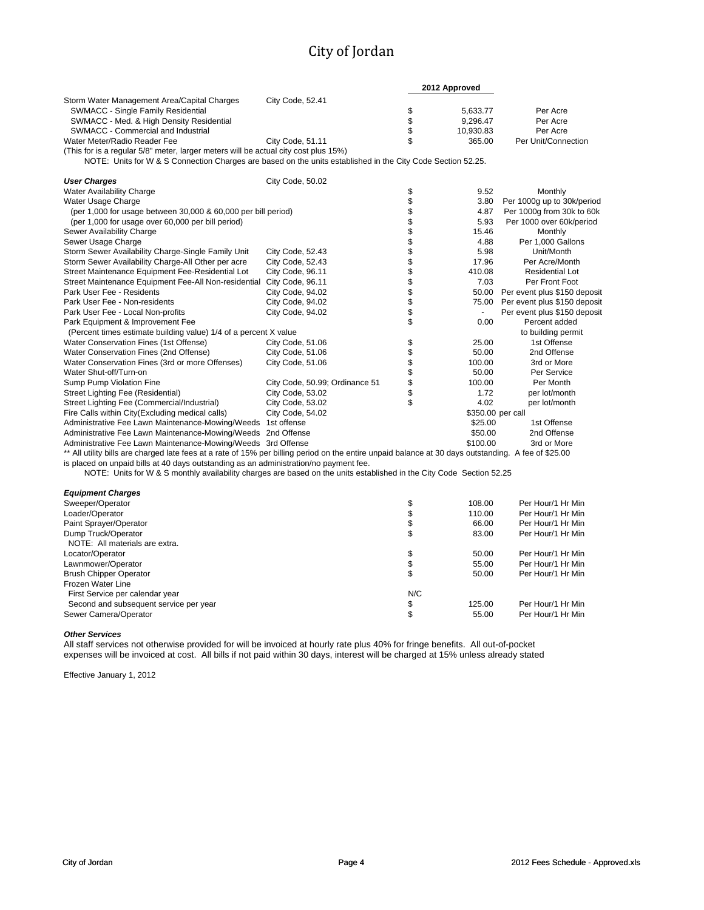# City of Jordan

| | | | 2012 Approved | |
|---|---|---|---|---|
| Storm Water Management Area/Capital Charges | City Code, 52.41 | | | |
| SWMACC - Single Family Residential | | $ | 5,633.77 | Per Acre |
| SWMACC - Med. & High Density Residential | | $ | 9,296.47 | Per Acre |
| SWMACC - Commercial and Industrial | | $ | 10,930.83 | Per Acre |
| Water Meter/Radio Reader Fee | City Code, 51.11 | $ | 365.00 | Per Unit/Connection |

(This for is a regular 5/8" meter, larger meters will be actual city cost plus 15%)

NOTE: Units for W & S Connection Charges are based on the units established in the City Code Section 52.25.

| | | | | |
|---|---|---|---|---|
| ***User Charges*** | City Code, 50.02 | | | |
| Water Availability Charge | | $ | 9.52 | Monthly |
| Water Usage Charge | | $ | 3.80 | Per 1000g up to 30k/period |
| (per 1,000 for usage between 30,000 & 60,000 per bill period) | | $ | 4.87 | Per 1000g from 30k to 60k |
| (per 1,000 for usage over 60,000 per bill period) | | $ | 5.93 | Per 1000 over 60k/period |
| Sewer Availability Charge | | $ | 15.46 | Monthly |
| Sewer Usage Charge | | $ | 4.88 | Per 1,000 Gallons |
| Storm Sewer Availability Charge-Single Family Unit | City Code, 52.43 | $ | 5.98 | Unit/Month |
| Storm Sewer Availability Charge-All Other per acre | City Code, 52.43 | $ | 17.96 | Per Acre/Month |
| Street Maintenance Equipment Fee-Residential Lot | City Code, 96.11 | $ | 410.08 | Residential Lot |
| Street Maintenance Equipment Fee-All Non-residential | City Code, 96.11 | $ | 7.03 | Per Front Foot |
| Park User Fee - Residents | City Code, 94.02 | $ | 50.00 | Per event plus $150 deposit |
| Park User Fee - Non-residents | City Code, 94.02 | $ | 75.00 | Per event plus $150 deposit |
| Park User Fee - Local Non-profits | City Code, 94.02 | $ | - | Per event plus $150 deposit |
| Park Equipment & Improvement Fee | | $ | 0.00 | Percent added |
| (Percent times estimate building value) 1/4 of a percent X value | | | | to building permit |
| Water Conservation Fines (1st Offense) | City Code, 51.06 | $ | 25.00 | 1st Offense |
| Water Conservation Fines (2nd Offense) | City Code, 51.06 | $ | 50.00 | 2nd Offense |
| Water Conservation Fines (3rd or more Offenses) | City Code, 51.06 | $ | 100.00 | 3rd or More |
| Water Shut-off/Turn-on | | $ | 50.00 | Per Service |
| Sump Pump Violation Fine | City Code, 50.99; Ordinance 51 | $ | 100.00 | Per Month |
| Street Lighting Fee (Residential) | City Code, 53.02 | $ | 1.72 | per lot/month |
| Street Lighting Fee (Commercial/Industrial) | City Code, 53.02 | $ | 4.02 | per lot/month |
| Fire Calls within City(Excluding medical calls) | City Code, 54.02 | | $350.00 per call | |
| Administrative Fee Lawn Maintenance-Mowing/Weeds | 1st offense | | $25.00 | 1st Offense |
| Administrative Fee Lawn Maintenance-Mowing/Weeds | 2nd Offense | | $50.00 | 2nd Offense |
| Administrative Fee Lawn Maintenance-Mowing/Weeds | 3rd Offense | | $100.00 | 3rd or More |

** All utility bills are charged late fees at a rate of 15% per billing period on the entire unpaid balance at 30 days outstanding. A fee of $25.00 is placed on unpaid bills at 40 days outstanding as an administration/no payment fee.

NOTE: Units for W & S monthly availability charges are based on the units established in the City Code Section 52.25

| | | | |
|---|---|---|---|
| ***Equipment Charges*** | | | |
| Sweeper/Operator | $ | 108.00 | Per Hour/1 Hr Min |
| Loader/Operator | $ | 110.00 | Per Hour/1 Hr Min |
| Paint Sprayer/Operator | $ | 66.00 | Per Hour/1 Hr Min |
| Dump Truck/Operator | $ | 83.00 | Per Hour/1 Hr Min |
| NOTE: All materials are extra. | | | |
| Locator/Operator | $ | 50.00 | Per Hour/1 Hr Min |
| Lawnmower/Operator | $ | 55.00 | Per Hour/1 Hr Min |
| Brush Chipper Operator | $ | 50.00 | Per Hour/1 Hr Min |
| Frozen Water Line | | | |
| First Service per calendar year | N/C | | |
| Second and subsequent service per year | $ | 125.00 | Per Hour/1 Hr Min |
| Sewer Camera/Operator | $ | 55.00 | Per Hour/1 Hr Min |

***Other Services***

All staff services not otherwise provided for will be invoiced at hourly rate plus 40% for fringe benefits. All out-of-pocket expenses will be invoiced at cost. All bills if not paid within 30 days, interest will be charged at 15% unless already stated

Effective January 1, 2012